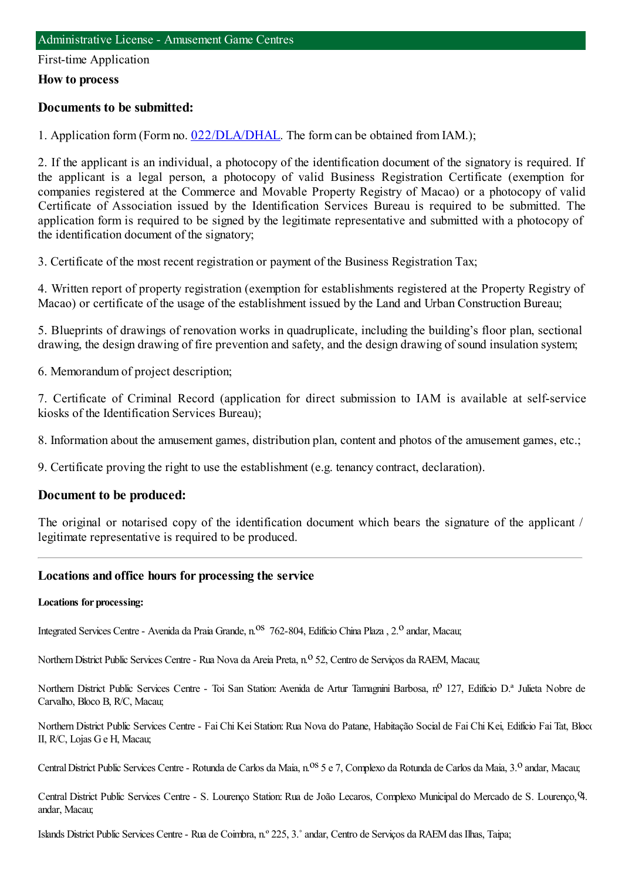## Administrative License - Amusement Game Centres

First-time Application

**How to process**

### Documents to be submitted:

1. Application form (Form no. 022/DLA/DHAL. The form can be obtained from IAM.);

2. If the applicant is an individual, a photocopy of the identification document of the signatory is required. If the applicant is a legal person, a photocopy of valid Business Registration Certificate (exemption for companies registered at the Commerce and Movable Property Registry of Macao) or a photocopy of valid Certificate of Association issued by the Identification Services Bureau is required to be submitted. The application form is required to be signed by the legitimate representative and submitted with a photocopy of the identification document of the signatory;

3. Certificate of the most recent registration or payment of the Business Registration Tax;

4. Written report of property registration (exemption for establishments registered at the Property Registry of Macao) or certificate of the usage of the establishment issued by the Land and Urban Construction Bureau;

5. Blueprints of drawings of renovation works in quadruplicate, including the building's floor plan, sectional drawing, the design drawing of fire prevention and safety, and the design drawing of sound insulation system;

6. Memorandum of project description;

7. Certificate of Criminal Record (application for direct submission to IAM is available at self-service kiosks of the Identification Services Bureau);

8. Information about the amusement games, distribution plan, content and photos of the amusement games, etc.;

9. Certificate proving the right to use the establishment (e.g. tenancy contract, declaration).

### Document to be produced:

The original or notarised copy of the identification document which bears the signature of the applicant / legitimate representative is required to be produced.

---

### Locations and office hours for processing the service

##### Locations for processing:

Integrated Services Centre - Avenida da Praia Grande, n.os 762-804, Edifício China Plaza , 2.o andar, Macau;

Northern District Public Services Centre - Rua Nova da Areia Preta, n.o 52, Centro de Serviços da RAEM, Macau;

Northern District Public Services Centre - Toi San Station: Avenida de Artur Tamagnini Barbosa, n.o 127, Edifício D.a Julieta Nobre de Carvalho, Bloco B, R/C, Macau;

Northern District Public Services Centre - Fai Chi Kei Station: Rua Nova do Patane, Habitação Social de Fai Chi Kei, Edifício Fai Tat, Bloco II, R/C, Lojas G e H, Macau;

Central District Public Services Centre - Rotunda de Carlos da Maia, n.os 5 e 7, Complexo da Rotunda de Carlos da Maia, 3.o andar, Macau;

Central District Public Services Centre - S. Lourenço Station: Rua de João Lecaros, Complexo Municipal do Mercado de S. Lourenço, 4.o andar, Macau;

Islands District Public Services Centre - Rua de Coimbra, n.º 225, 3.˚ andar, Centro de Serviços da RAEM das Ilhas, Taipa;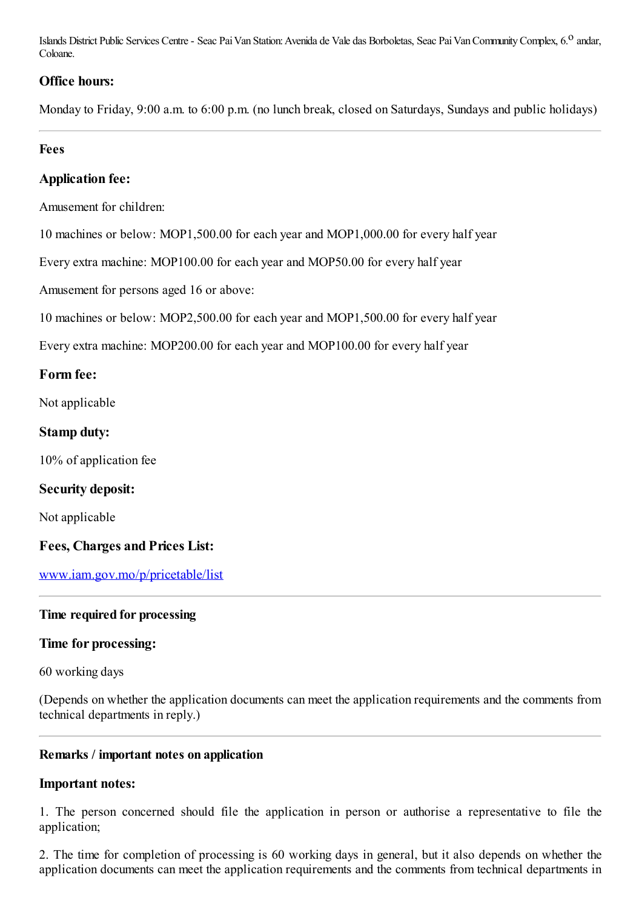Islands District Public Services Centre - Seac Pai Van Station: Avenida de Vale das Borboletas, Seac Pai Van Community Complex, 6.º andar, Coloane.

### Office hours:

Monday to Friday, 9:00 a.m. to 6:00 p.m. (no lunch break, closed on Saturdays, Sundays and public holidays)

---

## Fees

### Application fee:

Amusement for children:

10 machines or below: MOP1,500.00 for each year and MOP1,000.00 for every half year

Every extra machine: MOP100.00 for each year and MOP50.00 for every half year

Amusement for persons aged 16 or above:

10 machines or below: MOP2,500.00 for each year and MOP1,500.00 for every half year

Every extra machine: MOP200.00 for each year and MOP100.00 for every half year

### Form fee:

Not applicable

### Stamp duty:

10% of application fee

### Security deposit:

Not applicable

### Fees, Charges and Prices List:

www.iam.gov.mo/p/pricetable/list

---

## Time required for processing

### Time for processing:

60 working days

(Depends on whether the application documents can meet the application requirements and the comments from technical departments in reply.)

---

## Remarks / important notes on application

### Important notes:

1. The person concerned should file the application in person or authorise a representative to file the application;

2. The time for completion of processing is 60 working days in general, but it also depends on whether the application documents can meet the application requirements and the comments from technical departments in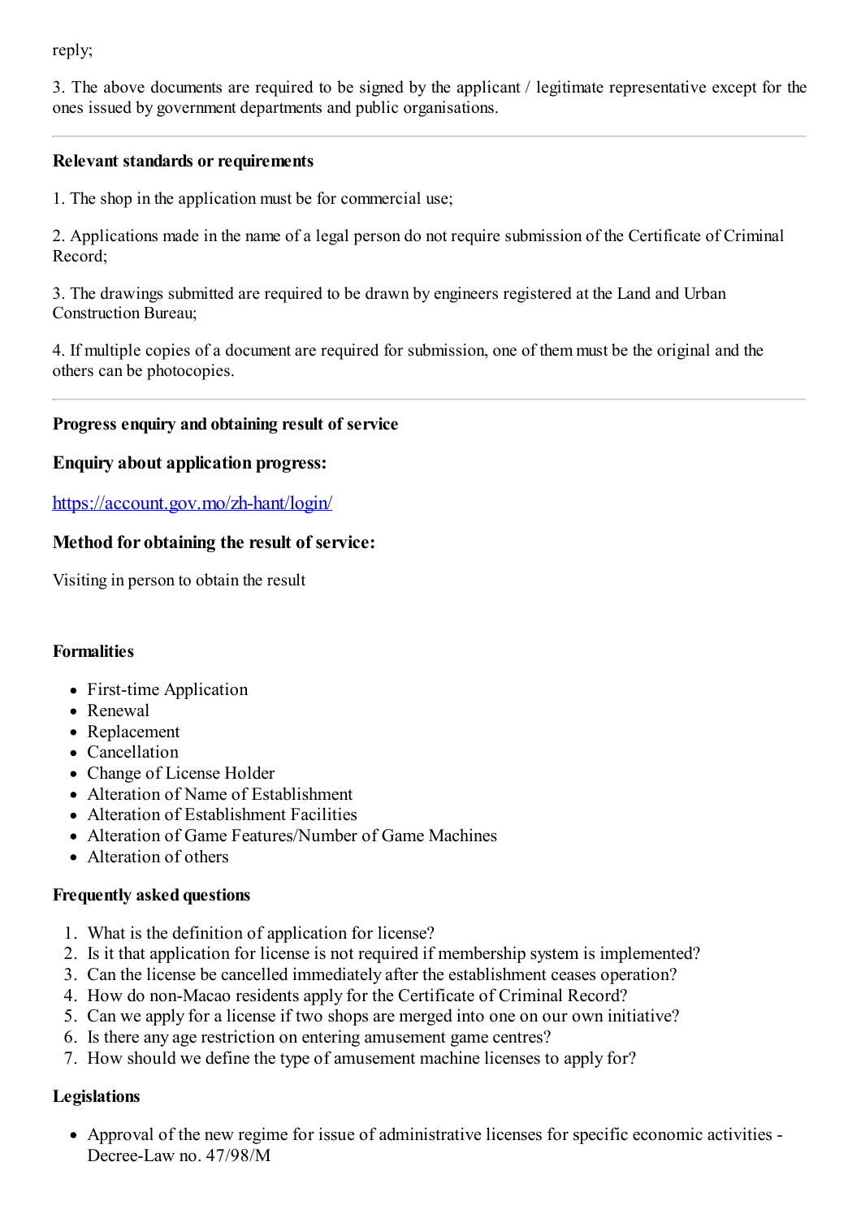reply;

3. The above documents are required to be signed by the applicant / legitimate representative except for the ones issued by government departments and public organisations.

---

**Relevant standards or requirements**

1. The shop in the application must be for commercial use;

2. Applications made in the name of a legal person do not require submission of the Certificate of Criminal Record;

3. The drawings submitted are required to be drawn by engineers registered at the Land and Urban Construction Bureau;

4. If multiple copies of a document are required for submission, one of them must be the original and the others can be photocopies.

---

**Progress enquiry and obtaining result of service**

**Enquiry about application progress:**

https://account.gov.mo/zh-hant/login/

**Method for obtaining the result of service:**

Visiting in person to obtain the result

**Formalities**

- First-time Application
- Renewal
- Replacement
- Cancellation
- Change of License Holder
- Alteration of Name of Establishment
- Alteration of Establishment Facilities
- Alteration of Game Features/Number of Game Machines
- Alteration of others

**Frequently asked questions**

1. What is the definition of application for license?
2. Is it that application for license is not required if membership system is implemented?
3. Can the license be cancelled immediately after the establishment ceases operation?
4. How do non-Macao residents apply for the Certificate of Criminal Record?
5. Can we apply for a license if two shops are merged into one on our own initiative?
6. Is there any age restriction on entering amusement game centres?
7. How should we define the type of amusement machine licenses to apply for?

**Legislations**

- Approval of the new regime for issue of administrative licenses for specific economic activities - Decree-Law no. 47/98/M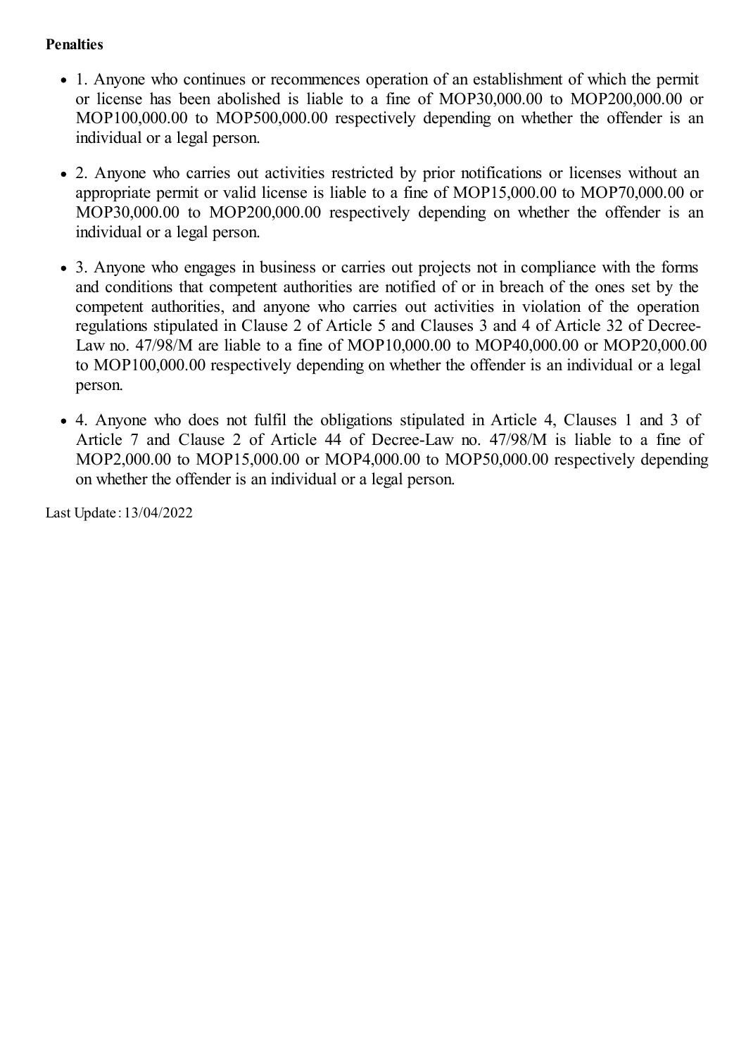**Penalties**

- 1. Anyone who continues or recommences operation of an establishment of which the permit or license has been abolished is liable to a fine of MOP30,000.00 to MOP200,000.00 or MOP100,000.00 to MOP500,000.00 respectively depending on whether the offender is an individual or a legal person.
- 2. Anyone who carries out activities restricted by prior notifications or licenses without an appropriate permit or valid license is liable to a fine of MOP15,000.00 to MOP70,000.00 or MOP30,000.00 to MOP200,000.00 respectively depending on whether the offender is an individual or a legal person.
- 3. Anyone who engages in business or carries out projects not in compliance with the forms and conditions that competent authorities are notified of or in breach of the ones set by the competent authorities, and anyone who carries out activities in violation of the operation regulations stipulated in Clause 2 of Article 5 and Clauses 3 and 4 of Article 32 of Decree-Law no. 47/98/M are liable to a fine of MOP10,000.00 to MOP40,000.00 or MOP20,000.00 to MOP100,000.00 respectively depending on whether the offender is an individual or a legal person.
- 4. Anyone who does not fulfil the obligations stipulated in Article 4, Clauses 1 and 3 of Article 7 and Clause 2 of Article 44 of Decree-Law no. 47/98/M is liable to a fine of MOP2,000.00 to MOP15,000.00 or MOP4,000.00 to MOP50,000.00 respectively depending on whether the offender is an individual or a legal person.

Last Update : 13/04/2022